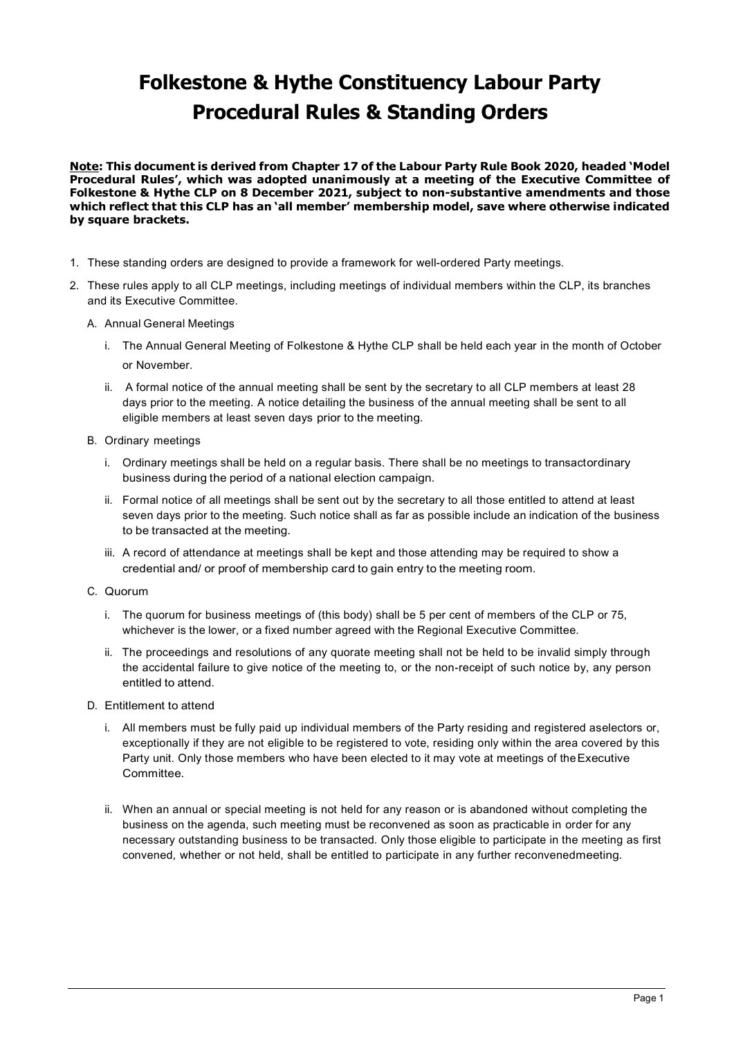# Folkestone & Hythe Constituency Labour Party Procedural Rules & Standing Orders

**<u>Note</u>: This document is derived from Chapter 17 of the Labour Party Rule Book 2020, headed 'Model Procedural Rules', which was adopted unanimously at a meeting of the Executive Committee of Folkestone & Hythe CLP on 8 December 2021, subject to non-substantive amendments and those which reflect that this CLP has an 'all member' membership model, save where otherwise indicated by square brackets.**

1. These standing orders are designed to provide a framework for well-ordered Party meetings.
2. These rules apply to all CLP meetings, including meetings of individual members within the CLP, its branches and its Executive Committee.

   A. Annual General Meetings

      i. The Annual General Meeting of Folkestone & Hythe CLP shall be held each year in the month of October or November.

      ii. A formal notice of the annual meeting shall be sent by the secretary to all CLP members at least 28 days prior to the meeting. A notice detailing the business of the annual meeting shall be sent to all eligible members at least seven days prior to the meeting.

   B. Ordinary meetings

      i. Ordinary meetings shall be held on a regular basis. There shall be no meetings to transactordinary business during the period of a national election campaign.

      ii. Formal notice of all meetings shall be sent out by the secretary to all those entitled to attend at least seven days prior to the meeting. Such notice shall as far as possible include an indication of the business to be transacted at the meeting.

      iii. A record of attendance at meetings shall be kept and those attending may be required to show a credential and/ or proof of membership card to gain entry to the meeting room.

   C. Quorum

      i. The quorum for business meetings of (this body) shall be 5 per cent of members of the CLP or 75, whichever is the lower, or a fixed number agreed with the Regional Executive Committee.

      ii. The proceedings and resolutions of any quorate meeting shall not be held to be invalid simply through the accidental failure to give notice of the meeting to, or the non-receipt of such notice by, any person entitled to attend.

   D. Entitlement to attend

      i. All members must be fully paid up individual members of the Party residing and registered aselectors or, exceptionally if they are not eligible to be registered to vote, residing only within the area covered by this Party unit. Only those members who have been elected to it may vote at meetings of theExecutive Committee.

      ii. When an annual or special meeting is not held for any reason or is abandoned without completing the business on the agenda, such meeting must be reconvened as soon as practicable in order for any necessary outstanding business to be transacted. Only those eligible to participate in the meeting as first convened, whether or not held, shall be entitled to participate in any further reconvenedmeeting.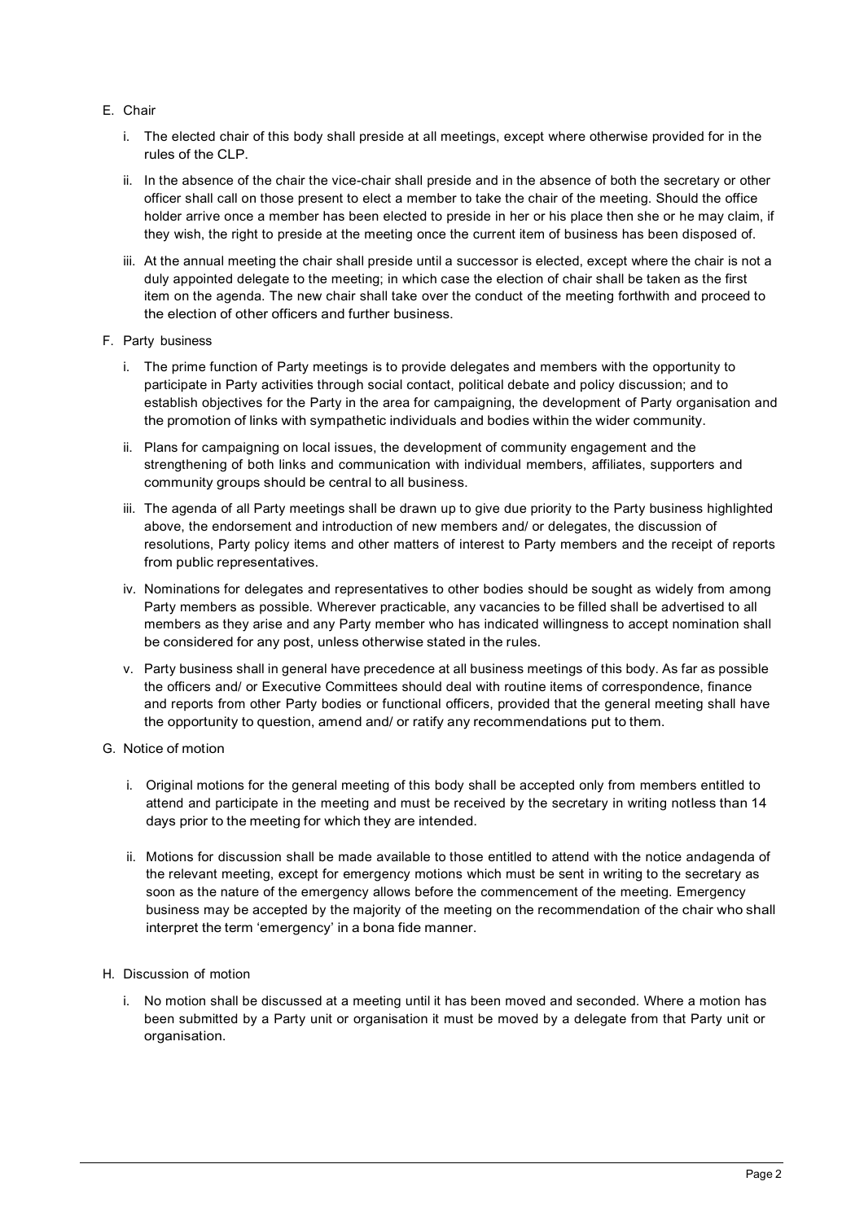E. Chair

   i. The elected chair of this body shall preside at all meetings, except where otherwise provided for in the rules of the CLP.

   ii. In the absence of the chair the vice-chair shall preside and in the absence of both the secretary or other officer shall call on those present to elect a member to take the chair of the meeting. Should the office holder arrive once a member has been elected to preside in her or his place then she or he may claim, if they wish, the right to preside at the meeting once the current item of business has been disposed of.

   iii. At the annual meeting the chair shall preside until a successor is elected, except where the chair is not a duly appointed delegate to the meeting; in which case the election of chair shall be taken as the first item on the agenda. The new chair shall take over the conduct of the meeting forthwith and proceed to the election of other officers and further business.

F. Party business

   i. The prime function of Party meetings is to provide delegates and members with the opportunity to participate in Party activities through social contact, political debate and policy discussion; and to establish objectives for the Party in the area for campaigning, the development of Party organisation and the promotion of links with sympathetic individuals and bodies within the wider community.

   ii. Plans for campaigning on local issues, the development of community engagement and the strengthening of both links and communication with individual members, affiliates, supporters and community groups should be central to all business.

   iii. The agenda of all Party meetings shall be drawn up to give due priority to the Party business highlighted above, the endorsement and introduction of new members and/ or delegates, the discussion of resolutions, Party policy items and other matters of interest to Party members and the receipt of reports from public representatives.

   iv. Nominations for delegates and representatives to other bodies should be sought as widely from among Party members as possible. Wherever practicable, any vacancies to be filled shall be advertised to all members as they arise and any Party member who has indicated willingness to accept nomination shall be considered for any post, unless otherwise stated in the rules.

   v. Party business shall in general have precedence at all business meetings of this body. As far as possible the officers and/ or Executive Committees should deal with routine items of correspondence, finance and reports from other Party bodies or functional officers, provided that the general meeting shall have the opportunity to question, amend and/ or ratify any recommendations put to them.

G. Notice of motion

   i. Original motions for the general meeting of this body shall be accepted only from members entitled to attend and participate in the meeting and must be received by the secretary in writing notless than 14 days prior to the meeting for which they are intended.

   ii. Motions for discussion shall be made available to those entitled to attend with the notice andagenda of the relevant meeting, except for emergency motions which must be sent in writing to the secretary as soon as the nature of the emergency allows before the commencement of the meeting. Emergency business may be accepted by the majority of the meeting on the recommendation of the chair who shall interpret the term 'emergency' in a bona fide manner.

H. Discussion of motion

   i. No motion shall be discussed at a meeting until it has been moved and seconded. Where a motion has been submitted by a Party unit or organisation it must be moved by a delegate from that Party unit or organisation.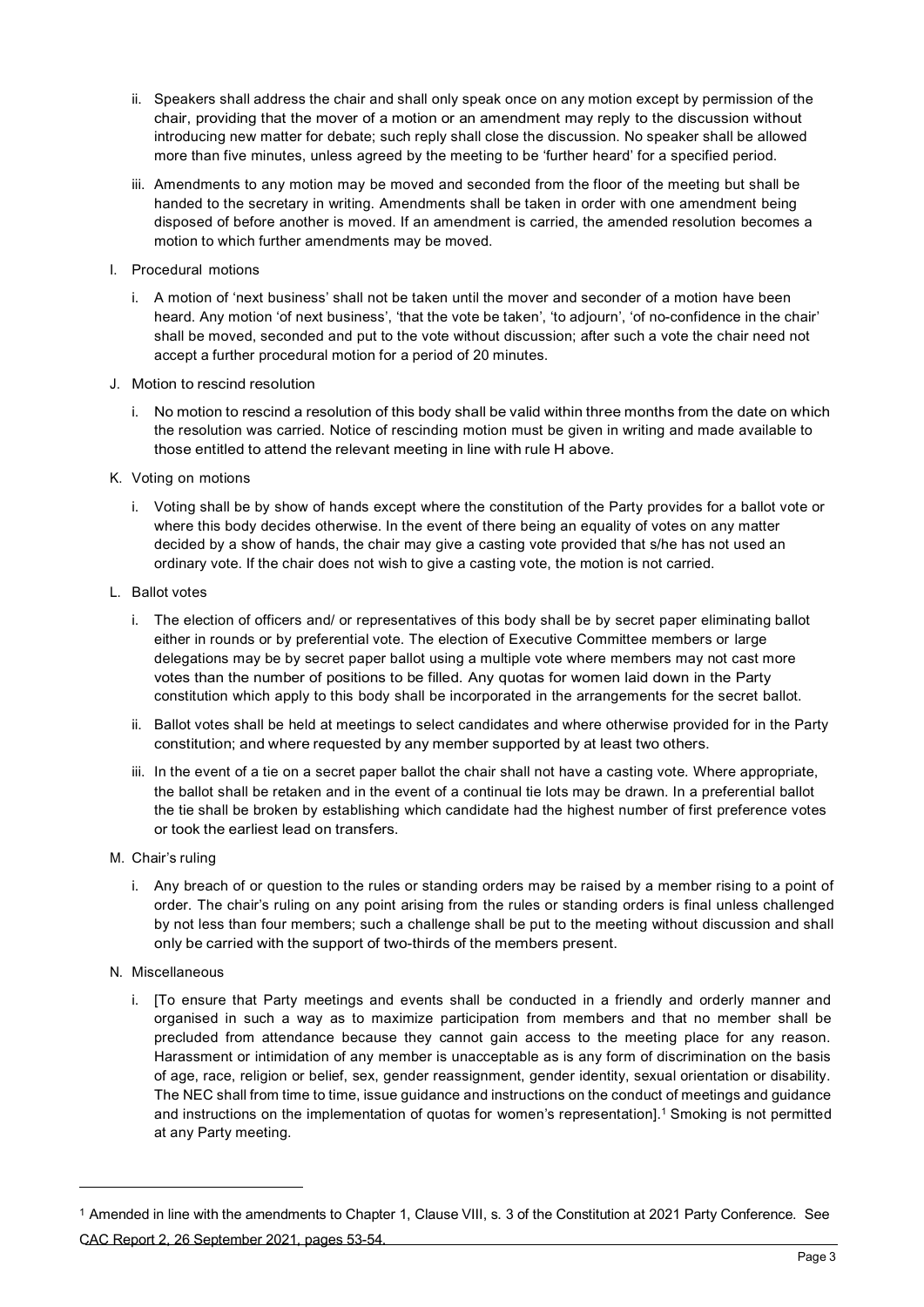ii. Speakers shall address the chair and shall only speak once on any motion except by permission of the chair, providing that the mover of a motion or an amendment may reply to the discussion without introducing new matter for debate; such reply shall close the discussion. No speaker shall be allowed more than five minutes, unless agreed by the meeting to be 'further heard' for a specified period.

iii. Amendments to any motion may be moved and seconded from the floor of the meeting but shall be handed to the secretary in writing. Amendments shall be taken in order with one amendment being disposed of before another is moved. If an amendment is carried, the amended resolution becomes a motion to which further amendments may be moved.

I. Procedural motions

i. A motion of 'next business' shall not be taken until the mover and seconder of a motion have been heard. Any motion 'of next business', 'that the vote be taken', 'to adjourn', 'of no-confidence in the chair' shall be moved, seconded and put to the vote without discussion; after such a vote the chair need not accept a further procedural motion for a period of 20 minutes.

J. Motion to rescind resolution

i. No motion to rescind a resolution of this body shall be valid within three months from the date on which the resolution was carried. Notice of rescinding motion must be given in writing and made available to those entitled to attend the relevant meeting in line with rule H above.

K. Voting on motions

i. Voting shall be by show of hands except where the constitution of the Party provides for a ballot vote or where this body decides otherwise. In the event of there being an equality of votes on any matter decided by a show of hands, the chair may give a casting vote provided that s/he has not used an ordinary vote. If the chair does not wish to give a casting vote, the motion is not carried.

L. Ballot votes

i. The election of officers and/ or representatives of this body shall be by secret paper eliminating ballot either in rounds or by preferential vote. The election of Executive Committee members or large delegations may be by secret paper ballot using a multiple vote where members may not cast more votes than the number of positions to be filled. Any quotas for women laid down in the Party constitution which apply to this body shall be incorporated in the arrangements for the secret ballot.

ii. Ballot votes shall be held at meetings to select candidates and where otherwise provided for in the Party constitution; and where requested by any member supported by at least two others.

iii. In the event of a tie on a secret paper ballot the chair shall not have a casting vote. Where appropriate, the ballot shall be retaken and in the event of a continual tie lots may be drawn. In a preferential ballot the tie shall be broken by establishing which candidate had the highest number of first preference votes or took the earliest lead on transfers.

M. Chair's ruling

i. Any breach of or question to the rules or standing orders may be raised by a member rising to a point of order. The chair's ruling on any point arising from the rules or standing orders is final unless challenged by not less than four members; such a challenge shall be put to the meeting without discussion and shall only be carried with the support of two-thirds of the members present.

N. Miscellaneous

i. [To ensure that Party meetings and events shall be conducted in a friendly and orderly manner and organised in such a way as to maximize participation from members and that no member shall be precluded from attendance because they cannot gain access to the meeting place for any reason. Harassment or intimidation of any member is unacceptable as is any form of discrimination on the basis of age, race, religion or belief, sex, gender reassignment, gender identity, sexual orientation or disability. The NEC shall from time to time, issue guidance and instructions on the conduct of meetings and guidance and instructions on the implementation of quotas for women's representation].[1] Smoking is not permitted at any Party meeting.

[1] Amended in line with the amendments to Chapter 1, Clause VIII, s. 3 of the Constitution at 2021 Party Conference. See CAC Report 2, 26 September 2021, pages 53-54.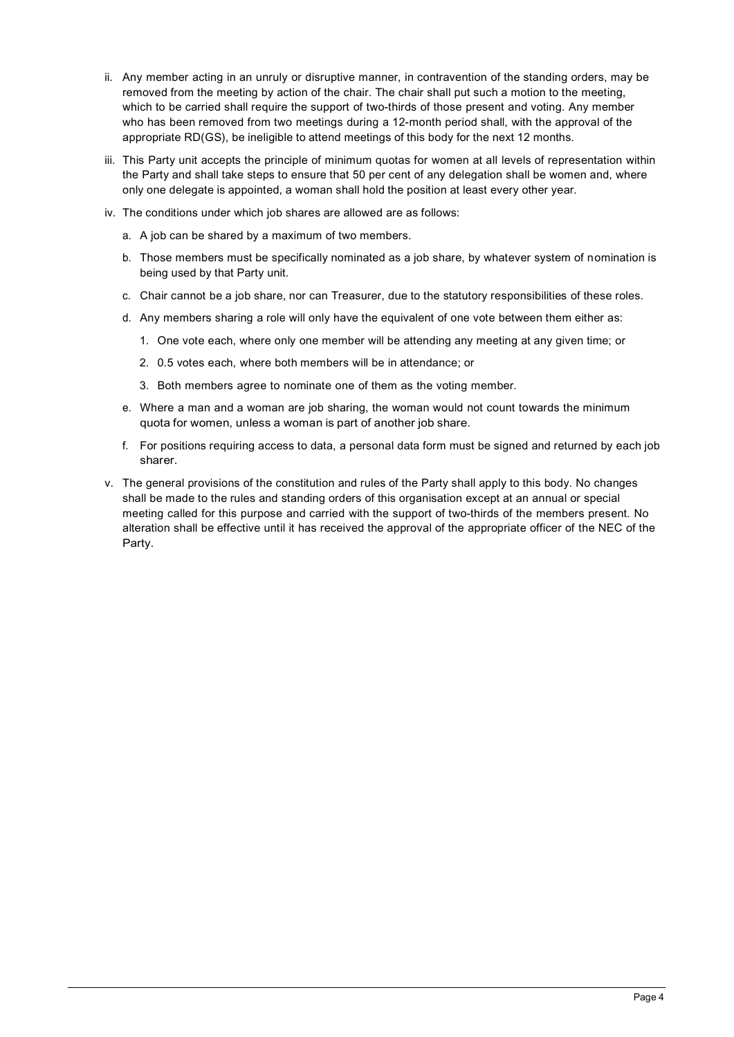ii. Any member acting in an unruly or disruptive manner, in contravention of the standing orders, may be removed from the meeting by action of the chair. The chair shall put such a motion to the meeting, which to be carried shall require the support of two-thirds of those present and voting. Any member who has been removed from two meetings during a 12-month period shall, with the approval of the appropriate RD(GS), be ineligible to attend meetings of this body for the next 12 months.

iii. This Party unit accepts the principle of minimum quotas for women at all levels of representation within the Party and shall take steps to ensure that 50 per cent of any delegation shall be women and, where only one delegate is appointed, a woman shall hold the position at least every other year.

iv. The conditions under which job shares are allowed are as follows:

   a. A job can be shared by a maximum of two members.

   b. Those members must be specifically nominated as a job share, by whatever system of nomination is being used by that Party unit.

   c. Chair cannot be a job share, nor can Treasurer, due to the statutory responsibilities of these roles.

   d. Any members sharing a role will only have the equivalent of one vote between them either as:

      1. One vote each, where only one member will be attending any meeting at any given time; or

      2. 0.5 votes each, where both members will be in attendance; or

      3. Both members agree to nominate one of them as the voting member.

   e. Where a man and a woman are job sharing, the woman would not count towards the minimum quota for women, unless a woman is part of another job share.

   f. For positions requiring access to data, a personal data form must be signed and returned by each job sharer.

v. The general provisions of the constitution and rules of the Party shall apply to this body. No changes shall be made to the rules and standing orders of this organisation except at an annual or special meeting called for this purpose and carried with the support of two-thirds of the members present. No alteration shall be effective until it has received the approval of the appropriate officer of the NEC of the Party.